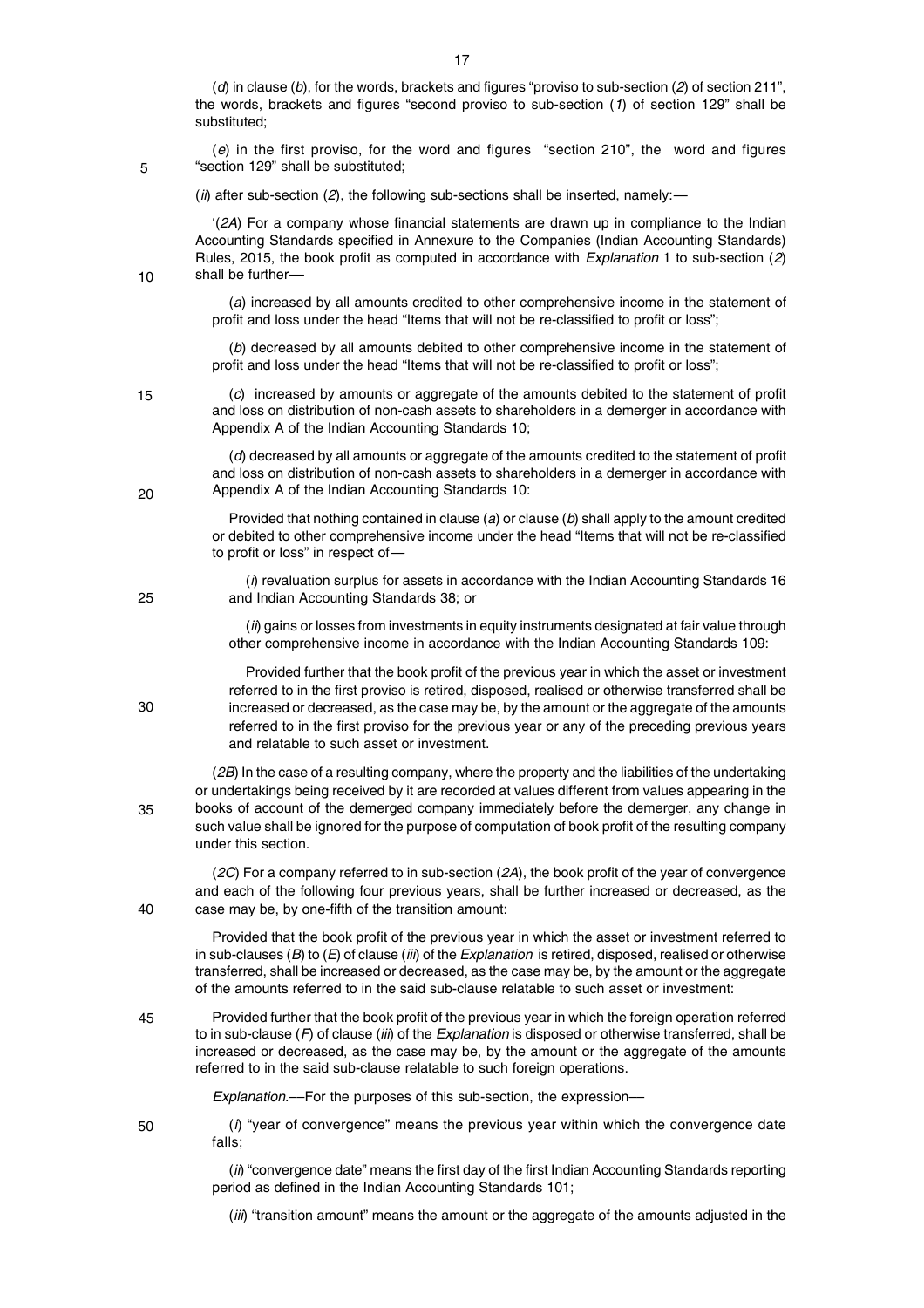(*d*) in clause (*b*), for the words, brackets and figures "proviso to sub-section (*2*) of section 211", the words, brackets and figures "second proviso to sub-section (*1*) of section 129" shall be substituted;

(*e*) in the first proviso, for the word and figures "section 210", the word and figures "section 129" shall be substituted;

(*ii*) after sub-section (*2*), the following sub-sections shall be inserted, namely:—

'(*2A*) For a company whose financial statements are drawn up in compliance to the Indian Accounting Standards specified in Annexure to the Companies (Indian Accounting Standards) Rules, 2015, the book profit as computed in accordance with *Explanation* 1 to sub-section (*2*) shall be further—

(*a*) increased by all amounts credited to other comprehensive income in the statement of profit and loss under the head "Items that will not be re-classified to profit or loss";

(*b*) decreased by all amounts debited to other comprehensive income in the statement of profit and loss under the head "Items that will not be re-classified to profit or loss";

(*c*) increased by amounts or aggregate of the amounts debited to the statement of profit and loss on distribution of non-cash assets to shareholders in a demerger in accordance with Appendix A of the Indian Accounting Standards 10;

(*d*) decreased by all amounts or aggregate of the amounts credited to the statement of profit and loss on distribution of non-cash assets to shareholders in a demerger in accordance with Appendix A of the Indian Accounting Standards 10:

Provided that nothing contained in clause (*a*) or clause (*b*) shall apply to the amount credited or debited to other comprehensive income under the head "Items that will not be re-classified to profit or loss" in respect of—

(*i*) revaluation surplus for assets in accordance with the Indian Accounting Standards 16 and Indian Accounting Standards 38; or

(*ii*) gains or losses from investments in equity instruments designated at fair value through other comprehensive income in accordance with the Indian Accounting Standards 109:

Provided further that the book profit of the previous year in which the asset or investment referred to in the first proviso is retired, disposed, realised or otherwise transferred shall be increased or decreased, as the case may be, by the amount or the aggregate of the amounts referred to in the first proviso for the previous year or any of the preceding previous years and relatable to such asset or investment.

(*2B*) In the case of a resulting company, where the property and the liabilities of the undertaking or undertakings being received by it are recorded at values different from values appearing in the books of account of the demerged company immediately before the demerger, any change in such value shall be ignored for the purpose of computation of book profit of the resulting company under this section.

(*2C*) For a company referred to in sub-section (*2A*), the book profit of the year of convergence and each of the following four previous years, shall be further increased or decreased, as the case may be, by one-fifth of the transition amount:

Provided that the book profit of the previous year in which the asset or investment referred to in sub-clauses (*B*) to (*E*) of clause (*iii*) of the *Explanation* is retired, disposed, realised or otherwise transferred, shall be increased or decreased, as the case may be, by the amount or the aggregate of the amounts referred to in the said sub-clause relatable to such asset or investment:

Provided further that the book profit of the previous year in which the foreign operation referred to in sub-clause (*F*) of clause (*iii*) of the *Explanation* is disposed or otherwise transferred, shall be increased or decreased, as the case may be, by the amount or the aggregate of the amounts referred to in the said sub-clause relatable to such foreign operations.

*Explanation*.—For the purposes of this sub-section, the expression—

(*i*) "year of convergence" means the previous year within which the convergence date falls;

(*ii*) "convergence date" means the first day of the first Indian Accounting Standards reporting period as defined in the Indian Accounting Standards 101;

(*iii*) "transition amount" means the amount or the aggregate of the amounts adjusted in the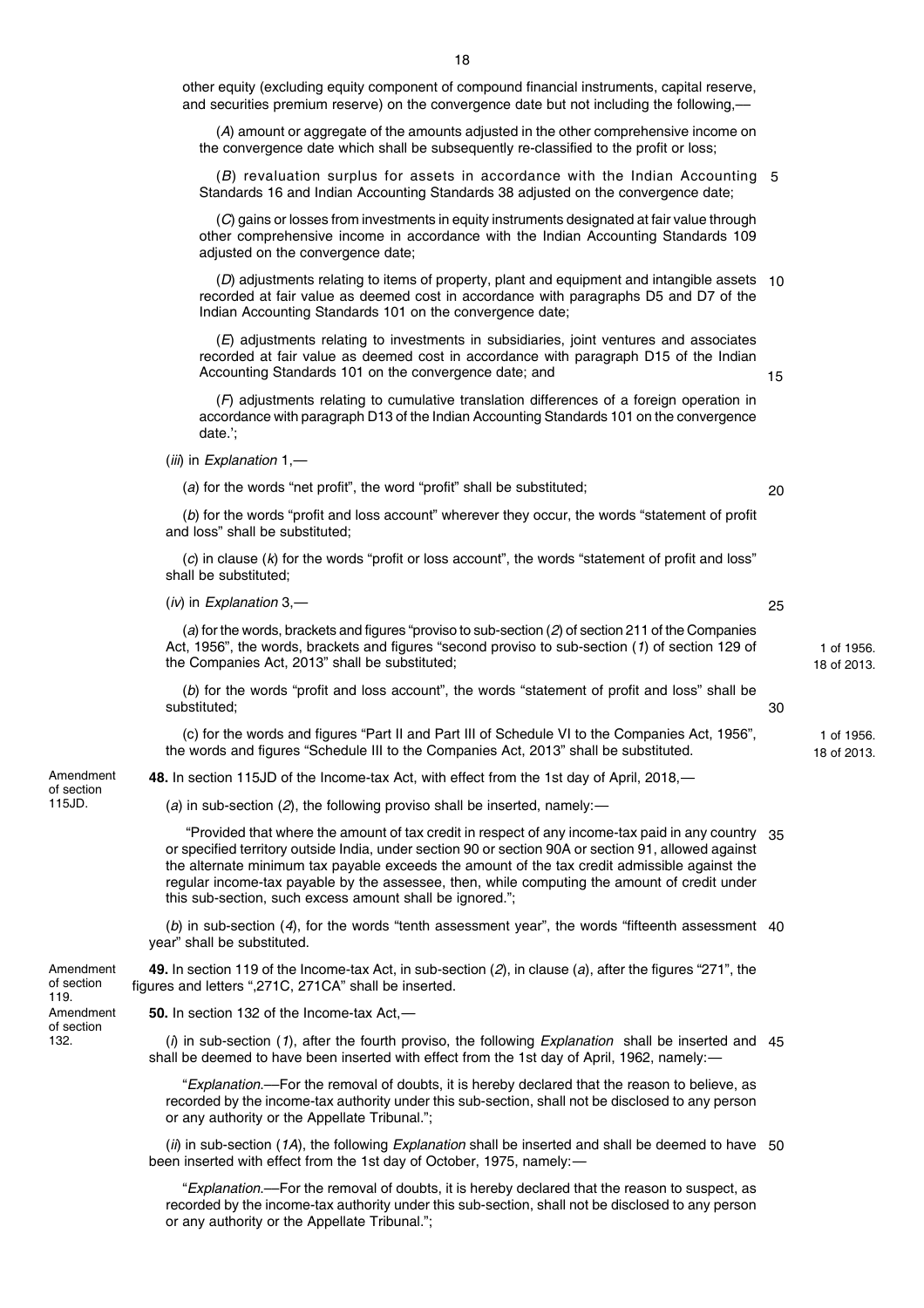other equity (excluding equity component of compound financial instruments, capital reserve, and securities premium reserve) on the convergence date but not including the following,—

(*A*) amount or aggregate of the amounts adjusted in the other comprehensive income on the convergence date which shall be subsequently re-classified to the profit or loss;

(*B*) revaluation surplus for assets in accordance with the Indian Accounting Standards 16 and Indian Accounting Standards 38 adjusted on the convergence date;

(*C*) gains or losses from investments in equity instruments designated at fair value through other comprehensive income in accordance with the Indian Accounting Standards 109 adjusted on the convergence date;

(*D*) adjustments relating to items of property, plant and equipment and intangible assets recorded at fair value as deemed cost in accordance with paragraphs D5 and D7 of the Indian Accounting Standards 101 on the convergence date;

(*E*) adjustments relating to investments in subsidiaries, joint ventures and associates recorded at fair value as deemed cost in accordance with paragraph D15 of the Indian Accounting Standards 101 on the convergence date; and

(*F*) adjustments relating to cumulative translation differences of a foreign operation in accordance with paragraph D13 of the Indian Accounting Standards 101 on the convergence date.';

(*iii*) in *Explanation* 1,—

(*a*) for the words "net profit", the word "profit" shall be substituted;

(*b*) for the words "profit and loss account" wherever they occur, the words "statement of profit and loss" shall be substituted;

(*c*) in clause (*k*) for the words "profit or loss account", the words "statement of profit and loss" shall be substituted;

(*iv*) in *Explanation* 3,—

(*a*) for the words, brackets and figures "proviso to sub-section (*2*) of section 211 of the Companies Act, 1956", the words, brackets and figures "second proviso to sub-section (*1*) of section 129 of the Companies Act, 2013" shall be substituted; 1 of 1956. 18 of 2013.

(*b*) for the words "profit and loss account", the words "statement of profit and loss" shall be substituted;

(c) for the words and figures "Part II and Part III of Schedule VI to the Companies Act, 1956", the words and figures "Schedule III to the Companies Act, 2013" shall be substituted. 1 of 1956. 18 of 2013.

Amendment of section 115JD.

**48.** In section 115JD of the Income-tax Act, with effect from the 1st day of April, 2018,—

(*a*) in sub-section (*2*), the following proviso shall be inserted, namely:—

"Provided that where the amount of tax credit in respect of any income-tax paid in any country or specified territory outside India, under section 90 or section 90A or section 91, allowed against the alternate minimum tax payable exceeds the amount of the tax credit admissible against the regular income-tax payable by the assessee, then, while computing the amount of credit under this sub-section, such excess amount shall be ignored.";

(*b*) in sub-section (*4*), for the words "tenth assessment year", the words "fifteenth assessment year" shall be substituted.

Amendment of section 119.

**49.** In section 119 of the Income-tax Act, in sub-section (*2*), in clause (*a*), after the figures "271", the figures and letters ",271C, 271CA" shall be inserted.

Amendment of section 132.

**50.** In section 132 of the Income-tax Act,—

(*i*) in sub-section (*1*), after the fourth proviso, the following *Explanation* shall be inserted and shall be deemed to have been inserted with effect from the 1st day of April, 1962, namely:—

"*Explanation*.—For the removal of doubts, it is hereby declared that the reason to believe, as recorded by the income-tax authority under this sub-section, shall not be disclosed to any person or any authority or the Appellate Tribunal.";

(*ii*) in sub-section (*1A*), the following *Explanation* shall be inserted and shall be deemed to have been inserted with effect from the 1st day of October, 1975, namely:—

"*Explanation*.—For the removal of doubts, it is hereby declared that the reason to suspect, as recorded by the income-tax authority under this sub-section, shall not be disclosed to any person or any authority or the Appellate Tribunal.";